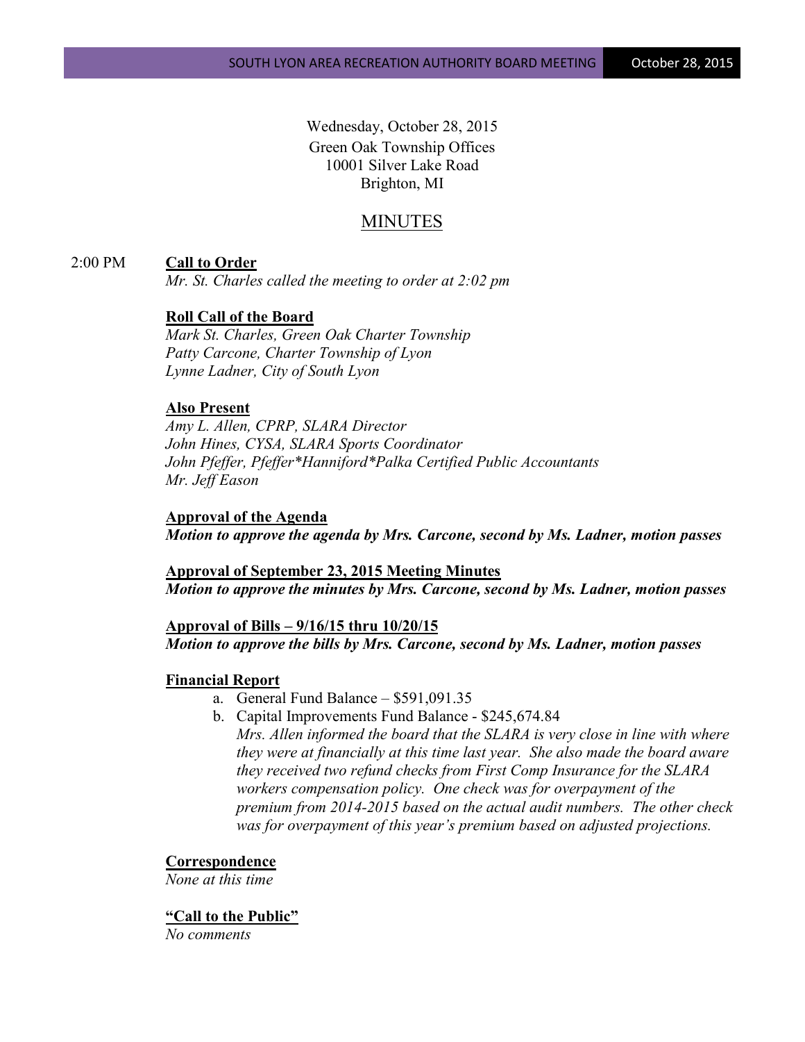Wednesday, October 28, 2015
Green Oak Township Offices
10001 Silver Lake Road
Brighton, MI

# MINUTES

2:00 PM **Call to Order**

*Mr. St. Charles called the meeting to order at 2:02 pm*

**Roll Call of the Board**

*Mark St. Charles, Green Oak Charter Township*
*Patty Carcone, Charter Township of Lyon*
*Lynne Ladner, City of South Lyon*

**Also Present**

*Amy L. Allen, CPRP, SLARA Director*
*John Hines, CYSA, SLARA Sports Coordinator*
*John Pfeffer, Pfeffer*Hanniford*Palka Certified Public Accountants*
*Mr. Jeff Eason*

**Approval of the Agenda**

***Motion to approve the agenda by Mrs. Carcone, second by Ms. Ladner, motion passes***

**Approval of September 23, 2015 Meeting Minutes**

***Motion to approve the minutes by Mrs. Carcone, second by Ms. Ladner, motion passes***

**Approval of Bills – 9/16/15 thru 10/20/15**

***Motion to approve the bills by Mrs. Carcone, second by Ms. Ladner, motion passes***

**Financial Report**

a. General Fund Balance – $591,091.35
b. Capital Improvements Fund Balance - $245,674.84
*Mrs. Allen informed the board that the SLARA is very close in line with where they were at financially at this time last year. She also made the board aware they received two refund checks from First Comp Insurance for the SLARA workers compensation policy. One check was for overpayment of the premium from 2014-2015 based on the actual audit numbers. The other check was for overpayment of this year's premium based on adjusted projections.*

**Correspondence**

*None at this time*

**"Call to the Public"**

*No comments*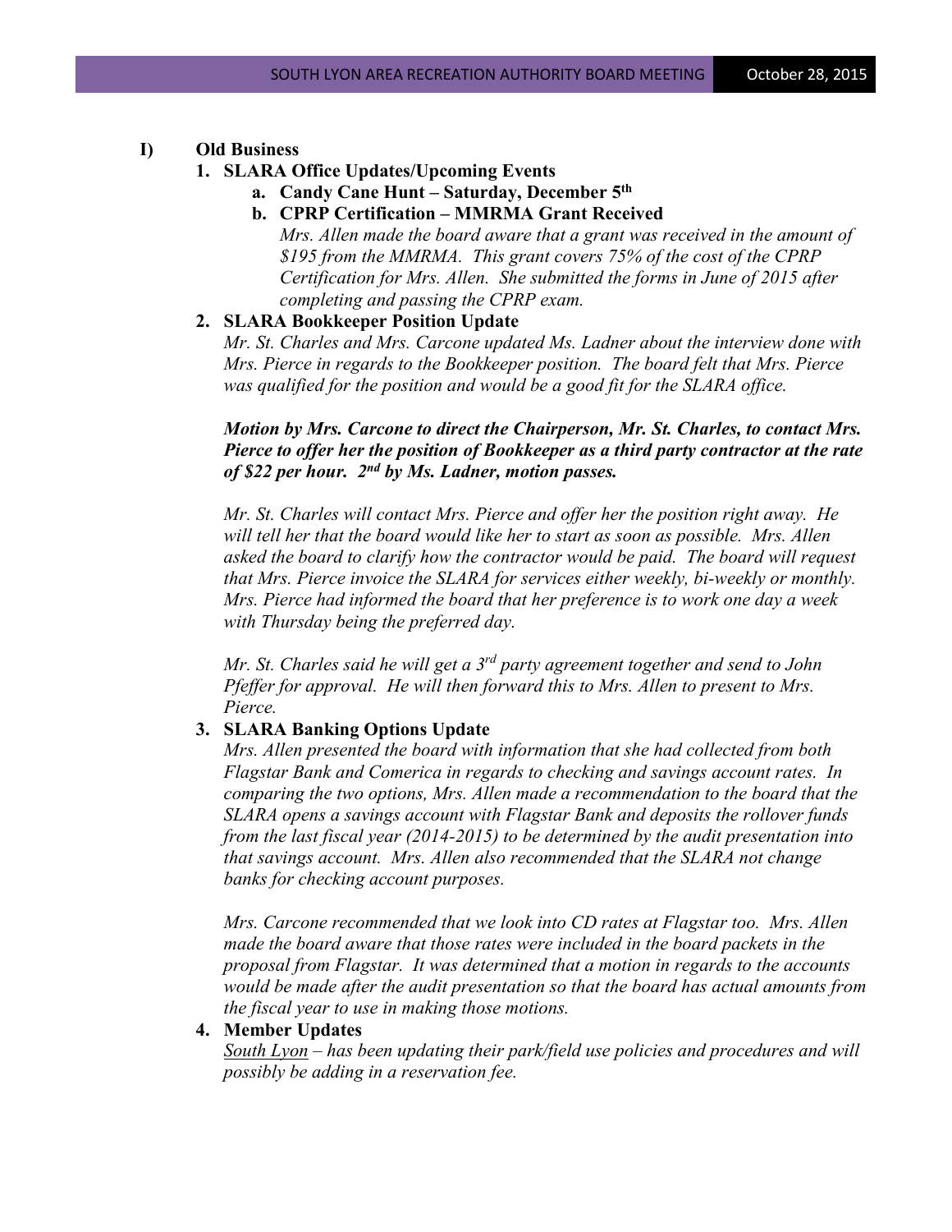## I) Old Business

### 1. SLARA Office Updates/Upcoming Events

**a. Candy Cane Hunt – Saturday, December 5th**

**b. CPRP Certification – MMRMA Grant Received**

*Mrs. Allen made the board aware that a grant was received in the amount of $195 from the MMRMA. This grant covers 75% of the cost of the CPRP Certification for Mrs. Allen. She submitted the forms in June of 2015 after completing and passing the CPRP exam.*

### 2. SLARA Bookkeeper Position Update

*Mr. St. Charles and Mrs. Carcone updated Ms. Ladner about the interview done with Mrs. Pierce in regards to the Bookkeeper position. The board felt that Mrs. Pierce was qualified for the position and would be a good fit for the SLARA office.*

***Motion by Mrs. Carcone to direct the Chairperson, Mr. St. Charles, to contact Mrs. Pierce to offer her the position of Bookkeeper as a third party contractor at the rate of $22 per hour. 2nd by Ms. Ladner, motion passes.***

*Mr. St. Charles will contact Mrs. Pierce and offer her the position right away. He will tell her that the board would like her to start as soon as possible. Mrs. Allen asked the board to clarify how the contractor would be paid. The board will request that Mrs. Pierce invoice the SLARA for services either weekly, bi-weekly or monthly. Mrs. Pierce had informed the board that her preference is to work one day a week with Thursday being the preferred day.*

*Mr. St. Charles said he will get a 3rd party agreement together and send to John Pfeffer for approval. He will then forward this to Mrs. Allen to present to Mrs. Pierce.*

### 3. SLARA Banking Options Update

*Mrs. Allen presented the board with information that she had collected from both Flagstar Bank and Comerica in regards to checking and savings account rates. In comparing the two options, Mrs. Allen made a recommendation to the board that the SLARA opens a savings account with Flagstar Bank and deposits the rollover funds from the last fiscal year (2014-2015) to be determined by the audit presentation into that savings account. Mrs. Allen also recommended that the SLARA not change banks for checking account purposes.*

*Mrs. Carcone recommended that we look into CD rates at Flagstar too. Mrs. Allen made the board aware that those rates were included in the board packets in the proposal from Flagstar. It was determined that a motion in regards to the accounts would be made after the audit presentation so that the board has actual amounts from the fiscal year to use in making those motions.*

### 4. Member Updates

*South Lyon – has been updating their park/field use policies and procedures and will possibly be adding in a reservation fee.*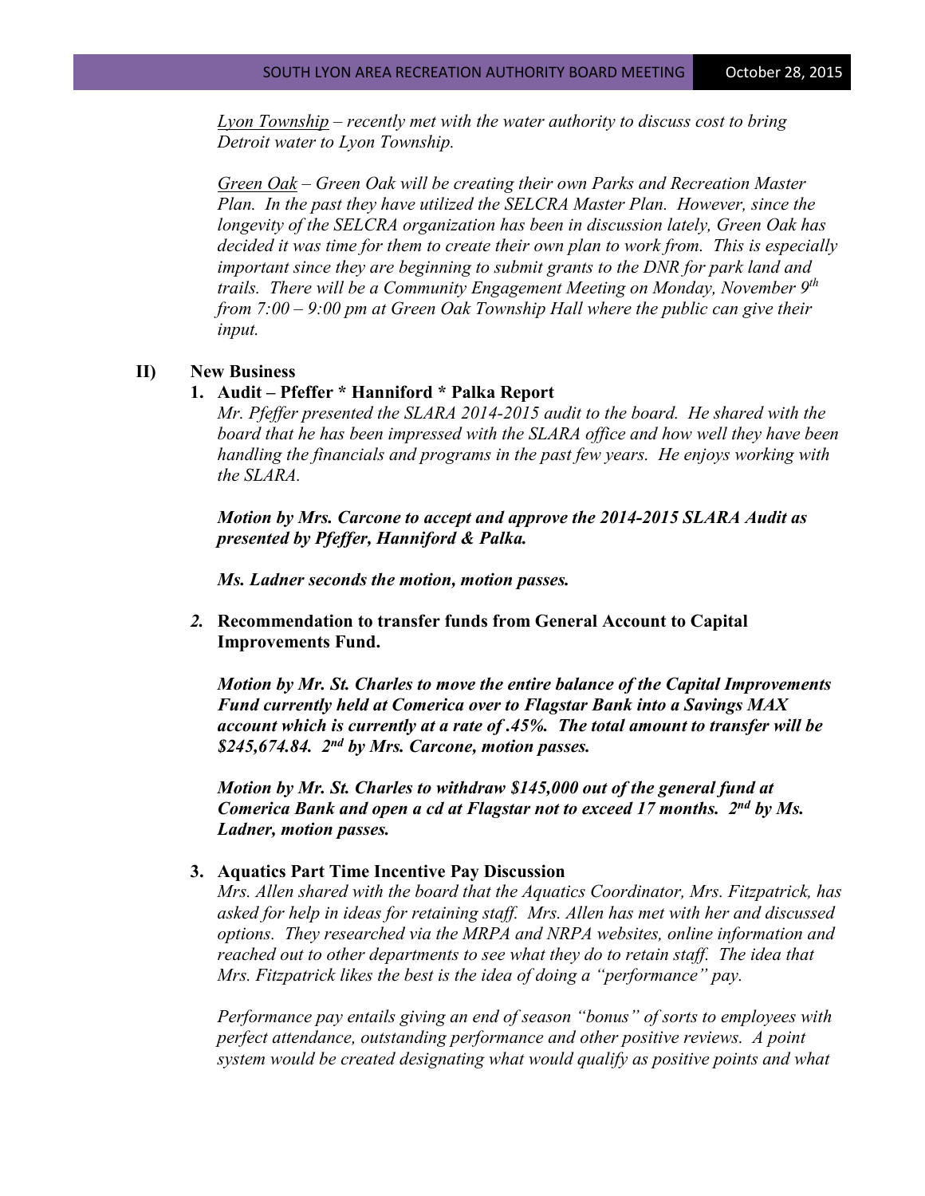*Lyon Township – recently met with the water authority to discuss cost to bring Detroit water to Lyon Township.*

*Green Oak – Green Oak will be creating their own Parks and Recreation Master Plan. In the past they have utilized the SELCRA Master Plan. However, since the longevity of the SELCRA organization has been in discussion lately, Green Oak has decided it was time for them to create their own plan to work from. This is especially important since they are beginning to submit grants to the DNR for park land and trails. There will be a Community Engagement Meeting on Monday, November 9th from 7:00 – 9:00 pm at Green Oak Township Hall where the public can give their input.*

## II) New Business

### 1. Audit – Pfeffer * Hanniford * Palka Report

*Mr. Pfeffer presented the SLARA 2014-2015 audit to the board. He shared with the board that he has been impressed with the SLARA office and how well they have been handling the financials and programs in the past few years. He enjoys working with the SLARA.*

***Motion by Mrs. Carcone to accept and approve the 2014-2015 SLARA Audit as presented by Pfeffer, Hanniford & Palka.***

***Ms. Ladner seconds the motion, motion passes.***

### 2. Recommendation to transfer funds from General Account to Capital Improvements Fund.

***Motion by Mr. St. Charles to move the entire balance of the Capital Improvements Fund currently held at Comerica over to Flagstar Bank into a Savings MAX account which is currently at a rate of .45%. The total amount to transfer will be $245,674.84. 2nd by Mrs. Carcone, motion passes.***

***Motion by Mr. St. Charles to withdraw $145,000 out of the general fund at Comerica Bank and open a cd at Flagstar not to exceed 17 months. 2nd by Ms. Ladner, motion passes.***

### 3. Aquatics Part Time Incentive Pay Discussion

*Mrs. Allen shared with the board that the Aquatics Coordinator, Mrs. Fitzpatrick, has asked for help in ideas for retaining staff. Mrs. Allen has met with her and discussed options. They researched via the MRPA and NRPA websites, online information and reached out to other departments to see what they do to retain staff. The idea that Mrs. Fitzpatrick likes the best is the idea of doing a "performance" pay.*

*Performance pay entails giving an end of season "bonus" of sorts to employees with perfect attendance, outstanding performance and other positive reviews. A point system would be created designating what would qualify as positive points and what*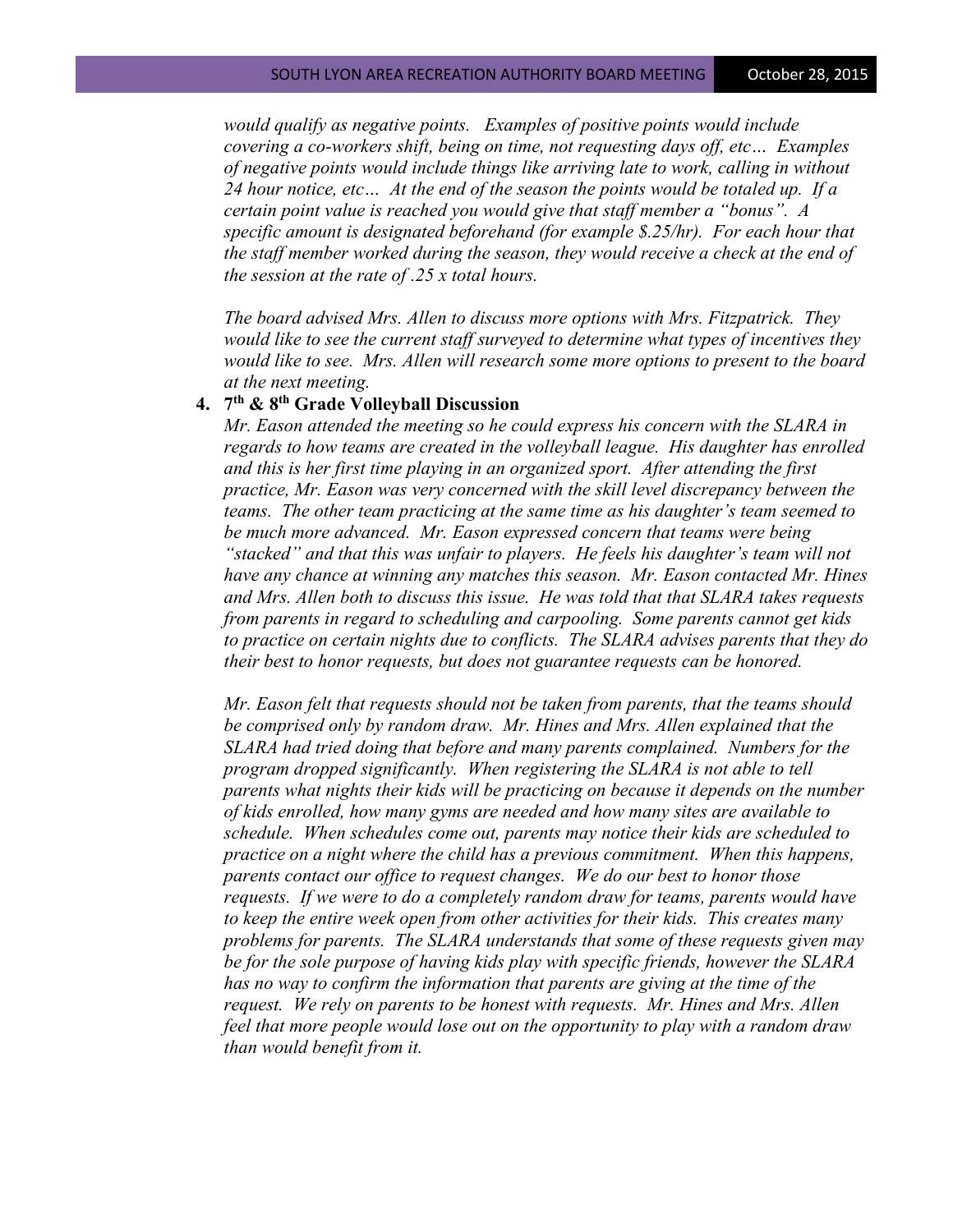*would qualify as negative points. Examples of positive points would include covering a co-workers shift, being on time, not requesting days off, etc… Examples of negative points would include things like arriving late to work, calling in without 24 hour notice, etc… At the end of the season the points would be totaled up. If a certain point value is reached you would give that staff member a "bonus". A specific amount is designated beforehand (for example $.25/hr). For each hour that the staff member worked during the season, they would receive a check at the end of the session at the rate of .25 x total hours.*

*The board advised Mrs. Allen to discuss more options with Mrs. Fitzpatrick. They would like to see the current staff surveyed to determine what types of incentives they would like to see. Mrs. Allen will research some more options to present to the board at the next meeting.*

4. **7th & 8th Grade Volleyball Discussion**

   *Mr. Eason attended the meeting so he could express his concern with the SLARA in regards to how teams are created in the volleyball league. His daughter has enrolled and this is her first time playing in an organized sport. After attending the first practice, Mr. Eason was very concerned with the skill level discrepancy between the teams. The other team practicing at the same time as his daughter's team seemed to be much more advanced. Mr. Eason expressed concern that teams were being "stacked" and that this was unfair to players. He feels his daughter's team will not have any chance at winning any matches this season. Mr. Eason contacted Mr. Hines and Mrs. Allen both to discuss this issue. He was told that that SLARA takes requests from parents in regard to scheduling and carpooling. Some parents cannot get kids to practice on certain nights due to conflicts. The SLARA advises parents that they do their best to honor requests, but does not guarantee requests can be honored.*

   *Mr. Eason felt that requests should not be taken from parents, that the teams should be comprised only by random draw. Mr. Hines and Mrs. Allen explained that the SLARA had tried doing that before and many parents complained. Numbers for the program dropped significantly. When registering the SLARA is not able to tell parents what nights their kids will be practicing on because it depends on the number of kids enrolled, how many gyms are needed and how many sites are available to schedule. When schedules come out, parents may notice their kids are scheduled to practice on a night where the child has a previous commitment. When this happens, parents contact our office to request changes. We do our best to honor those requests. If we were to do a completely random draw for teams, parents would have to keep the entire week open from other activities for their kids. This creates many problems for parents. The SLARA understands that some of these requests given may be for the sole purpose of having kids play with specific friends, however the SLARA has no way to confirm the information that parents are giving at the time of the request. We rely on parents to be honest with requests. Mr. Hines and Mrs. Allen feel that more people would lose out on the opportunity to play with a random draw than would benefit from it.*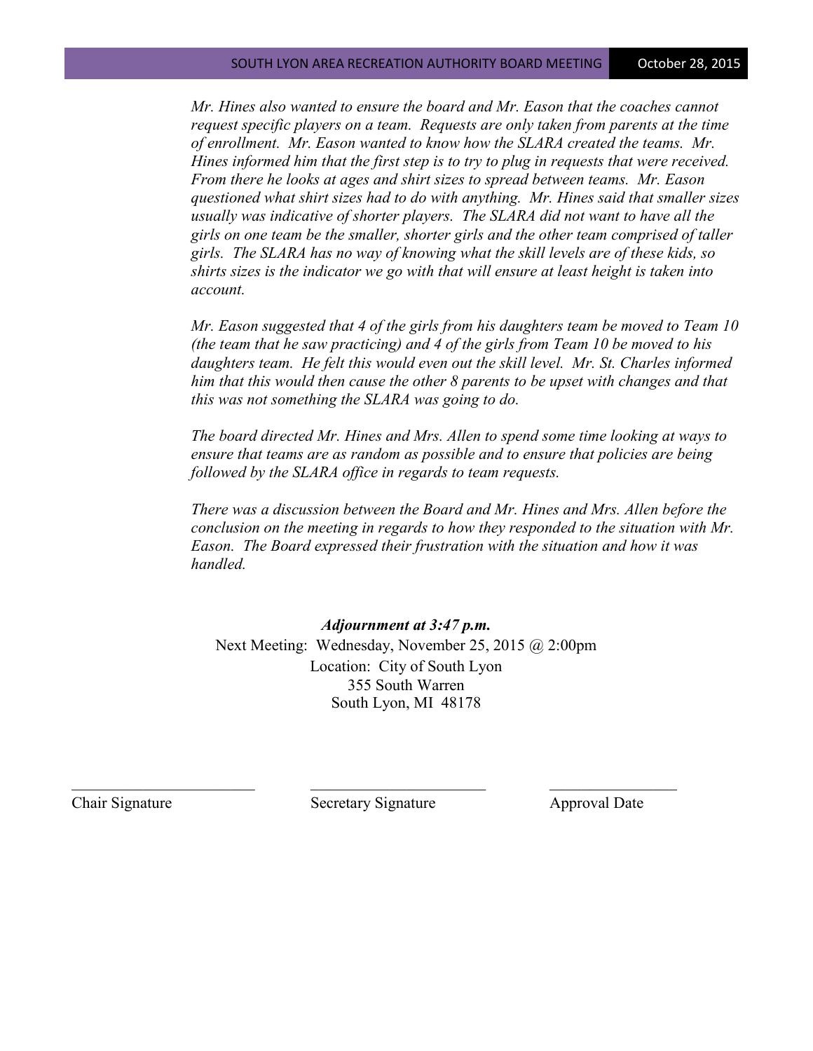*Mr. Hines also wanted to ensure the board and Mr. Eason that the coaches cannot request specific players on a team. Requests are only taken from parents at the time of enrollment. Mr. Eason wanted to know how the SLARA created the teams. Mr. Hines informed him that the first step is to try to plug in requests that were received. From there he looks at ages and shirt sizes to spread between teams. Mr. Eason questioned what shirt sizes had to do with anything. Mr. Hines said that smaller sizes usually was indicative of shorter players. The SLARA did not want to have all the girls on one team be the smaller, shorter girls and the other team comprised of taller girls. The SLARA has no way of knowing what the skill levels are of these kids, so shirts sizes is the indicator we go with that will ensure at least height is taken into account.*

*Mr. Eason suggested that 4 of the girls from his daughters team be moved to Team 10 (the team that he saw practicing) and 4 of the girls from Team 10 be moved to his daughters team. He felt this would even out the skill level. Mr. St. Charles informed him that this would then cause the other 8 parents to be upset with changes and that this was not something the SLARA was going to do.*

*The board directed Mr. Hines and Mrs. Allen to spend some time looking at ways to ensure that teams are as random as possible and to ensure that policies are being followed by the SLARA office in regards to team requests.*

*There was a discussion between the Board and Mr. Hines and Mrs. Allen before the conclusion on the meeting in regards to how they responded to the situation with Mr. Eason. The Board expressed their frustration with the situation and how it was handled.*

***Adjournment at 3:47 p.m.***

Next Meeting: Wednesday, November 25, 2015 @ 2:00pm
Location: City of South Lyon
355 South Warren
South Lyon, MI 48178

\_\_\_\_\_\_\_\_\_\_\_\_\_\_\_\_\_\_\_\_\_\_\_ \_\_\_\_\_\_\_\_\_\_\_\_\_\_\_\_\_\_\_\_\_\_\_ \_\_\_\_\_\_\_\_\_\_\_\_\_\_\_\_

Chair Signature Secretary Signature Approval Date